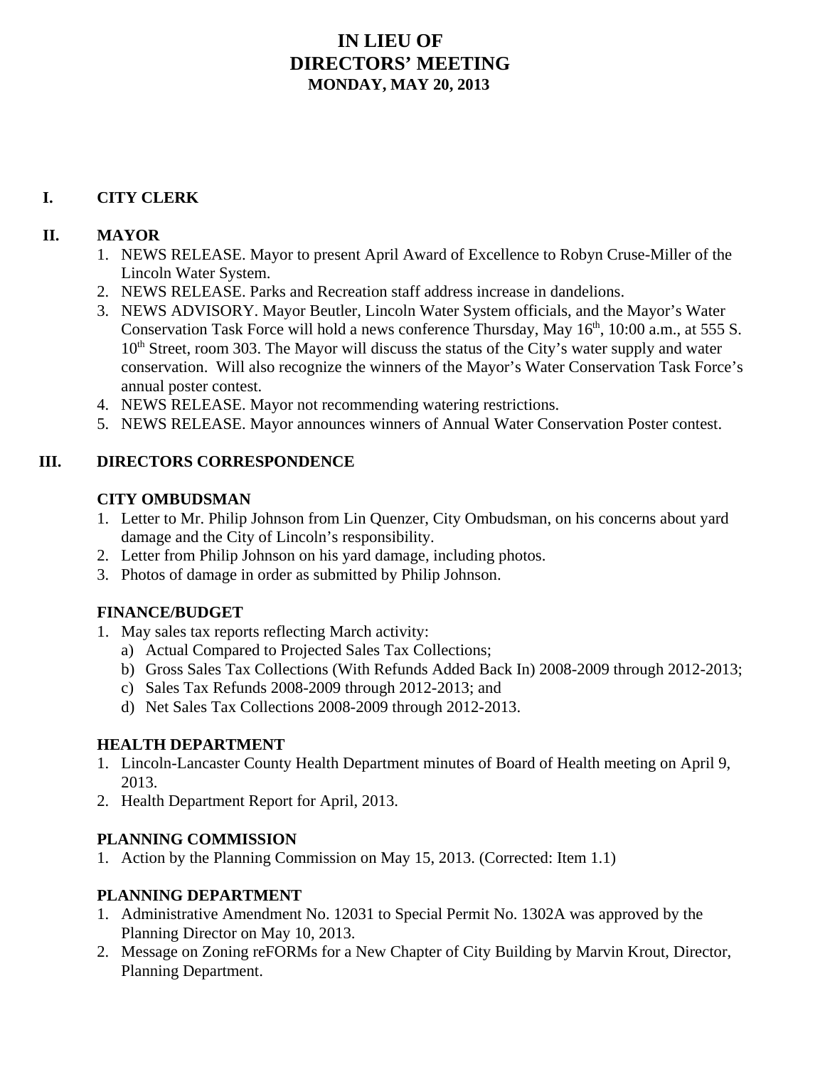# IN LIEU OF
# DIRECTORS' MEETING
### MONDAY, MAY 20, 2013

## I. CITY CLERK

## II. MAYOR

1. NEWS RELEASE. Mayor to present April Award of Excellence to Robyn Cruse-Miller of the Lincoln Water System.
2. NEWS RELEASE. Parks and Recreation staff address increase in dandelions.
3. NEWS ADVISORY. Mayor Beutler, Lincoln Water System officials, and the Mayor's Water Conservation Task Force will hold a news conference Thursday, May 16th, 10:00 a.m., at 555 S. 10th Street, room 303. The Mayor will discuss the status of the City's water supply and water conservation. Will also recognize the winners of the Mayor's Water Conservation Task Force's annual poster contest.
4. NEWS RELEASE. Mayor not recommending watering restrictions.
5. NEWS RELEASE. Mayor announces winners of Annual Water Conservation Poster contest.

## III. DIRECTORS CORRESPONDENCE

### CITY OMBUDSMAN

1. Letter to Mr. Philip Johnson from Lin Quenzer, City Ombudsman, on his concerns about yard damage and the City of Lincoln's responsibility.
2. Letter from Philip Johnson on his yard damage, including photos.
3. Photos of damage in order as submitted by Philip Johnson.

### FINANCE/BUDGET

1. May sales tax reports reflecting March activity:
   a) Actual Compared to Projected Sales Tax Collections;
   b) Gross Sales Tax Collections (With Refunds Added Back In) 2008-2009 through 2012-2013;
   c) Sales Tax Refunds 2008-2009 through 2012-2013; and
   d) Net Sales Tax Collections 2008-2009 through 2012-2013.

### HEALTH DEPARTMENT

1. Lincoln-Lancaster County Health Department minutes of Board of Health meeting on April 9, 2013.
2. Health Department Report for April, 2013.

### PLANNING COMMISSION

1. Action by the Planning Commission on May 15, 2013. (Corrected: Item 1.1)

### PLANNING DEPARTMENT

1. Administrative Amendment No. 12031 to Special Permit No. 1302A was approved by the Planning Director on May 10, 2013.
2. Message on Zoning reFORMs for a New Chapter of City Building by Marvin Krout, Director, Planning Department.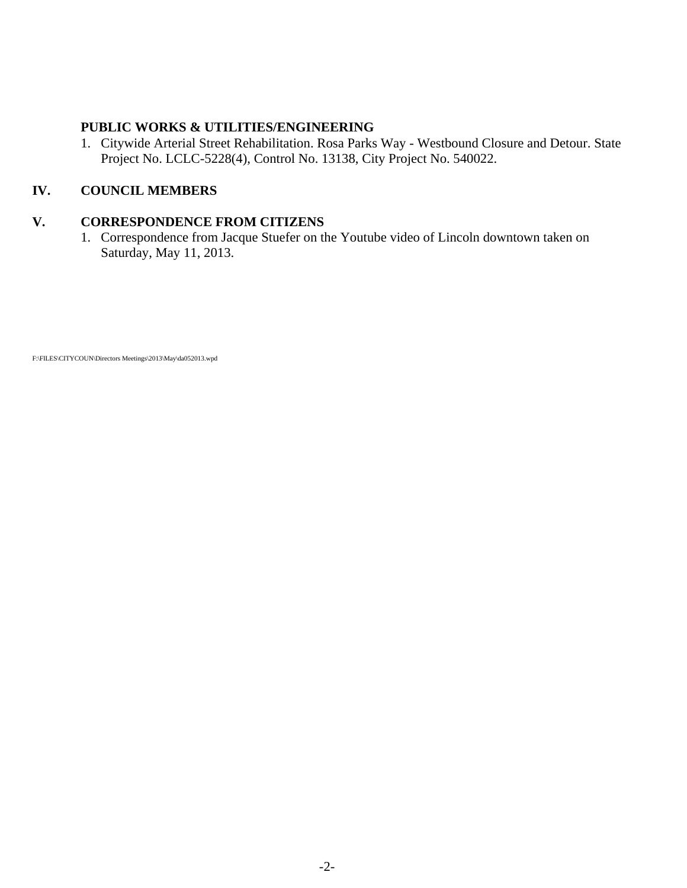**PUBLIC WORKS & UTILITIES/ENGINEERING**

1. Citywide Arterial Street Rehabilitation. Rosa Parks Way - Westbound Closure and Detour. State Project No. LCLC-5228(4), Control No. 13138, City Project No. 540022.

## IV. COUNCIL MEMBERS

## V. CORRESPONDENCE FROM CITIZENS

1. Correspondence from Jacque Stuefer on the Youtube video of Lincoln downtown taken on Saturday, May 11, 2013.

F:\FILES\CITYCOUN\Directors Meetings\2013\May\da052013.wpd